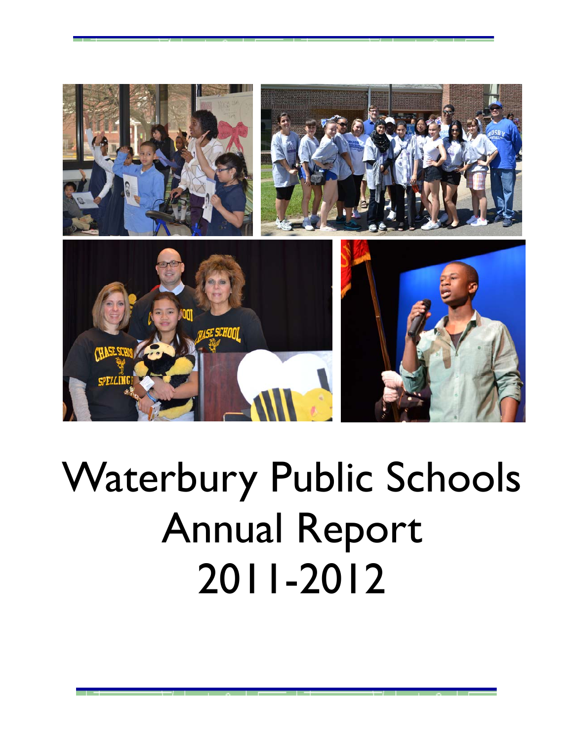# Waterbury Public Schools Annual Report 2011-2012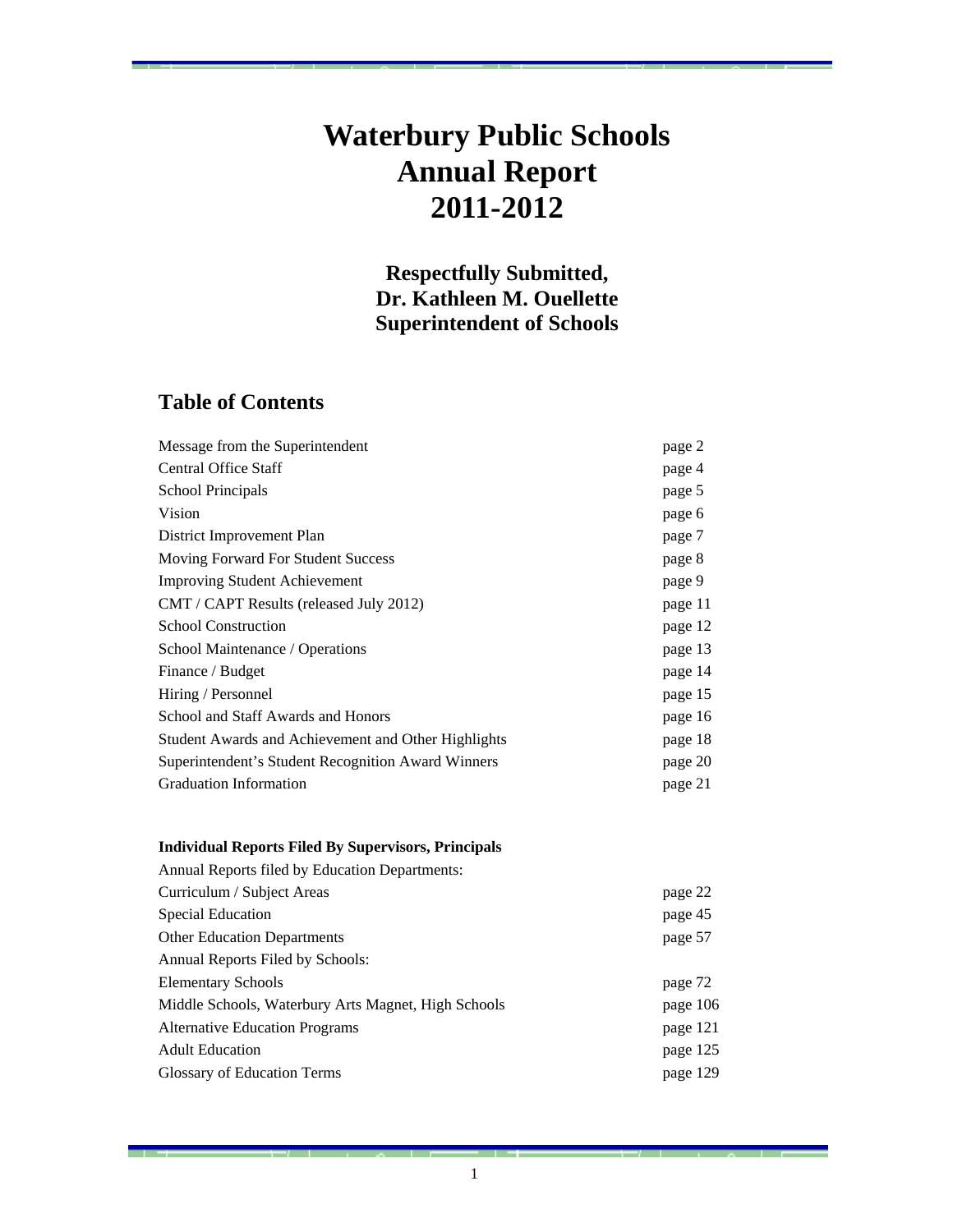# Waterbury Public Schools
# Annual Report
# 2011-2012

**Respectfully Submitted,**
**Dr. Kathleen M. Ouellette**
**Superintendent of Schools**

## Table of Contents

| | |
|---|---|
| Message from the Superintendent | page 2 |
| Central Office Staff | page 4 |
| School Principals | page 5 |
| Vision | page 6 |
| District Improvement Plan | page 7 |
| Moving Forward For Student Success | page 8 |
| Improving Student Achievement | page 9 |
| CMT / CAPT Results (released July 2012) | page 11 |
| School Construction | page 12 |
| School Maintenance / Operations | page 13 |
| Finance / Budget | page 14 |
| Hiring / Personnel | page 15 |
| School and Staff Awards and Honors | page 16 |
| Student Awards and Achievement and Other Highlights | page 18 |
| Superintendent's Student Recognition Award Winners | page 20 |
| Graduation Information | page 21 |

**Individual Reports Filed By Supervisors, Principals**

| | |
|---|---|
| Annual Reports filed by Education Departments: | |
| Curriculum / Subject Areas | page 22 |
| Special Education | page 45 |
| Other Education Departments | page 57 |
| Annual Reports Filed by Schools: | |
| Elementary Schools | page 72 |
| Middle Schools, Waterbury Arts Magnet, High Schools | page 106 |
| Alternative Education Programs | page 121 |
| Adult Education | page 125 |
| Glossary of Education Terms | page 129 |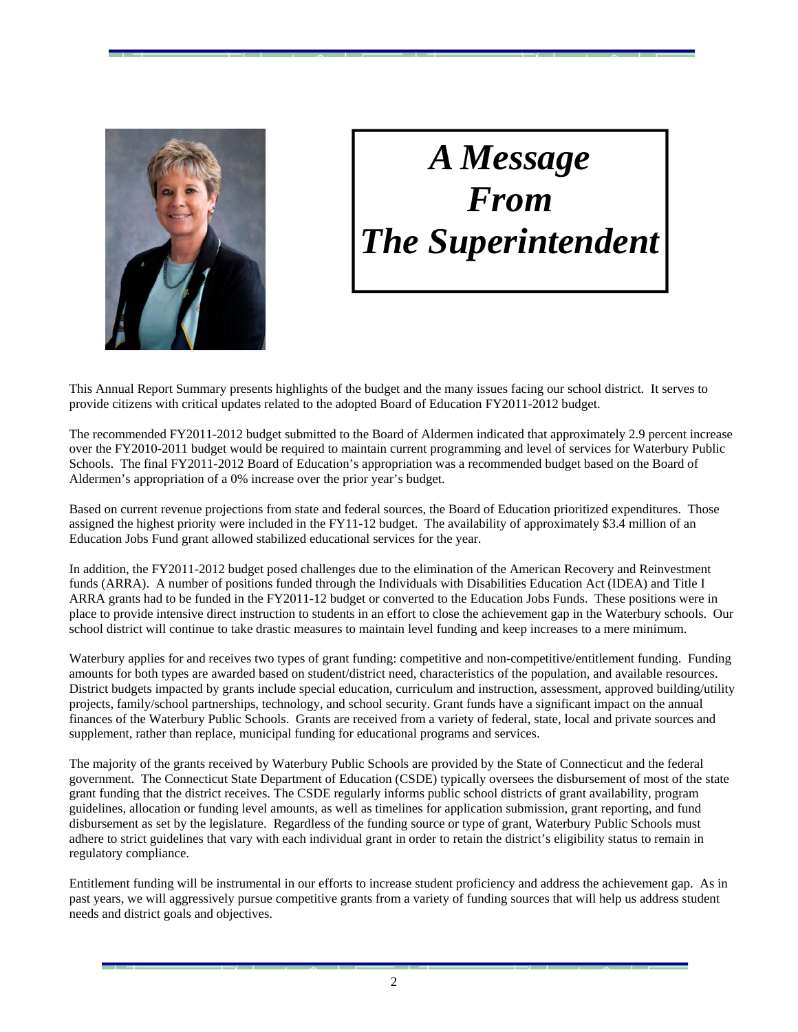# *A Message From The Superintendent*

This Annual Report Summary presents highlights of the budget and the many issues facing our school district. It serves to provide citizens with critical updates related to the adopted Board of Education FY2011-2012 budget.

The recommended FY2011-2012 budget submitted to the Board of Aldermen indicated that approximately 2.9 percent increase over the FY2010-2011 budget would be required to maintain current programming and level of services for Waterbury Public Schools. The final FY2011-2012 Board of Education's appropriation was a recommended budget based on the Board of Aldermen's appropriation of a 0% increase over the prior year's budget.

Based on current revenue projections from state and federal sources, the Board of Education prioritized expenditures. Those assigned the highest priority were included in the FY11-12 budget. The availability of approximately $3.4 million of an Education Jobs Fund grant allowed stabilized educational services for the year.

In addition, the FY2011-2012 budget posed challenges due to the elimination of the American Recovery and Reinvestment funds (ARRA). A number of positions funded through the Individuals with Disabilities Education Act (IDEA) and Title I ARRA grants had to be funded in the FY2011-12 budget or converted to the Education Jobs Funds. These positions were in place to provide intensive direct instruction to students in an effort to close the achievement gap in the Waterbury schools. Our school district will continue to take drastic measures to maintain level funding and keep increases to a mere minimum.

Waterbury applies for and receives two types of grant funding: competitive and non-competitive/entitlement funding. Funding amounts for both types are awarded based on student/district need, characteristics of the population, and available resources. District budgets impacted by grants include special education, curriculum and instruction, assessment, approved building/utility projects, family/school partnerships, technology, and school security. Grant funds have a significant impact on the annual finances of the Waterbury Public Schools. Grants are received from a variety of federal, state, local and private sources and supplement, rather than replace, municipal funding for educational programs and services.

The majority of the grants received by Waterbury Public Schools are provided by the State of Connecticut and the federal government. The Connecticut State Department of Education (CSDE) typically oversees the disbursement of most of the state grant funding that the district receives. The CSDE regularly informs public school districts of grant availability, program guidelines, allocation or funding level amounts, as well as timelines for application submission, grant reporting, and fund disbursement as set by the legislature. Regardless of the funding source or type of grant, Waterbury Public Schools must adhere to strict guidelines that vary with each individual grant in order to retain the district's eligibility status to remain in regulatory compliance.

Entitlement funding will be instrumental in our efforts to increase student proficiency and address the achievement gap. As in past years, we will aggressively pursue competitive grants from a variety of funding sources that will help us address student needs and district goals and objectives.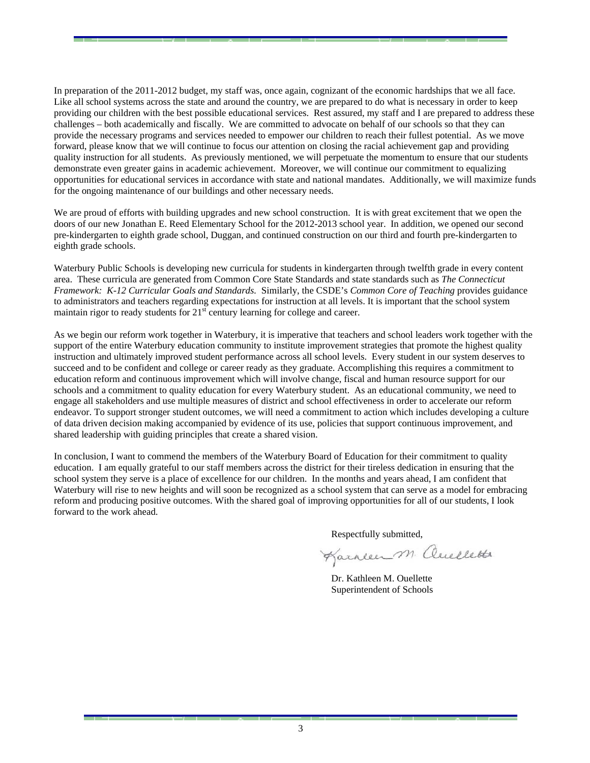In preparation of the 2011-2012 budget, my staff was, once again, cognizant of the economic hardships that we all face. Like all school systems across the state and around the country, we are prepared to do what is necessary in order to keep providing our children with the best possible educational services. Rest assured, my staff and I are prepared to address these challenges – both academically and fiscally. We are committed to advocate on behalf of our schools so that they can provide the necessary programs and services needed to empower our children to reach their fullest potential. As we move forward, please know that we will continue to focus our attention on closing the racial achievement gap and providing quality instruction for all students. As previously mentioned, we will perpetuate the momentum to ensure that our students demonstrate even greater gains in academic achievement. Moreover, we will continue our commitment to equalizing opportunities for educational services in accordance with state and national mandates. Additionally, we will maximize funds for the ongoing maintenance of our buildings and other necessary needs.

We are proud of efforts with building upgrades and new school construction. It is with great excitement that we open the doors of our new Jonathan E. Reed Elementary School for the 2012-2013 school year. In addition, we opened our second pre-kindergarten to eighth grade school, Duggan, and continued construction on our third and fourth pre-kindergarten to eighth grade schools.

Waterbury Public Schools is developing new curricula for students in kindergarten through twelfth grade in every content area. These curricula are generated from Common Core State Standards and state standards such as *The Connecticut Framework: K-12 Curricular Goals and Standards.* Similarly, the CSDE's *Common Core of Teaching* provides guidance to administrators and teachers regarding expectations for instruction at all levels. It is important that the school system maintain rigor to ready students for 21st century learning for college and career.

As we begin our reform work together in Waterbury, it is imperative that teachers and school leaders work together with the support of the entire Waterbury education community to institute improvement strategies that promote the highest quality instruction and ultimately improved student performance across all school levels. Every student in our system deserves to succeed and to be confident and college or career ready as they graduate. Accomplishing this requires a commitment to education reform and continuous improvement which will involve change, fiscal and human resource support for our schools and a commitment to quality education for every Waterbury student. As an educational community, we need to engage all stakeholders and use multiple measures of district and school effectiveness in order to accelerate our reform endeavor. To support stronger student outcomes, we will need a commitment to action which includes developing a culture of data driven decision making accompanied by evidence of its use, policies that support continuous improvement, and shared leadership with guiding principles that create a shared vision.

In conclusion, I want to commend the members of the Waterbury Board of Education for their commitment to quality education. I am equally grateful to our staff members across the district for their tireless dedication in ensuring that the school system they serve is a place of excellence for our children. In the months and years ahead, I am confident that Waterbury will rise to new heights and will soon be recognized as a school system that can serve as a model for embracing reform and producing positive outcomes. With the shared goal of improving opportunities for all of our students, I look forward to the work ahead.

Respectfully submitted,

Kathleen M. Ouellette

Dr. Kathleen M. Ouellette
Superintendent of Schools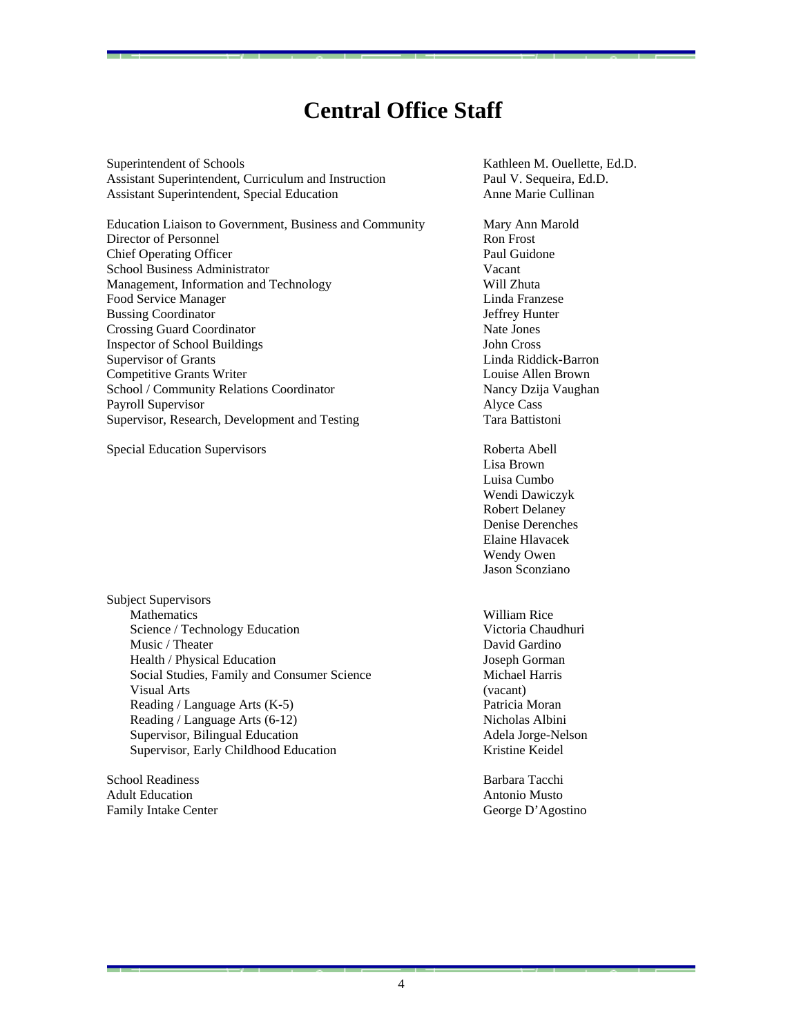# Central Office Staff

| | |
|---|---|
| Superintendent of Schools | Kathleen M. Ouellette, Ed.D. |
| Assistant Superintendent, Curriculum and Instruction | Paul V. Sequeira, Ed.D. |
| Assistant Superintendent, Special Education | Anne Marie Cullinan |
| | |
| Education Liaison to Government, Business and Community | Mary Ann Marold |
| Director of Personnel | Ron Frost |
| Chief Operating Officer | Paul Guidone |
| School Business Administrator | Vacant |
| Management, Information and Technology | Will Zhuta |
| Food Service Manager | Linda Franzese |
| Bussing Coordinator | Jeffrey Hunter |
| Crossing Guard Coordinator | Nate Jones |
| Inspector of School Buildings | John Cross |
| Supervisor of Grants | Linda Riddick-Barron |
| Competitive Grants Writer | Louise Allen Brown |
| School / Community Relations Coordinator | Nancy Dzija Vaughan |
| Payroll Supervisor | Alyce Cass |
| Supervisor, Research, Development and Testing | Tara Battistoni |
| | |
| Special Education Supervisors | Roberta Abell |
| | Lisa Brown |
| | Luisa Cumbo |
| | Wendi Dawiczyk |
| | Robert Delaney |
| | Denise Derenches |
| | Elaine Hlavacek |
| | Wendy Owen |
| | Jason Sconziano |
| | |
| Subject Supervisors | |
| Mathematics | William Rice |
| Science / Technology Education | Victoria Chaudhuri |
| Music / Theater | David Gardino |
| Health / Physical Education | Joseph Gorman |
| Social Studies, Family and Consumer Science | Michael Harris |
| Visual Arts | (vacant) |
| Reading / Language Arts (K-5) | Patricia Moran |
| Reading / Language Arts (6-12) | Nicholas Albini |
| Supervisor, Bilingual Education | Adela Jorge-Nelson |
| Supervisor, Early Childhood Education | Kristine Keidel |
| | |
| School Readiness | Barbara Tacchi |
| Adult Education | Antonio Musto |
| Family Intake Center | George D'Agostino |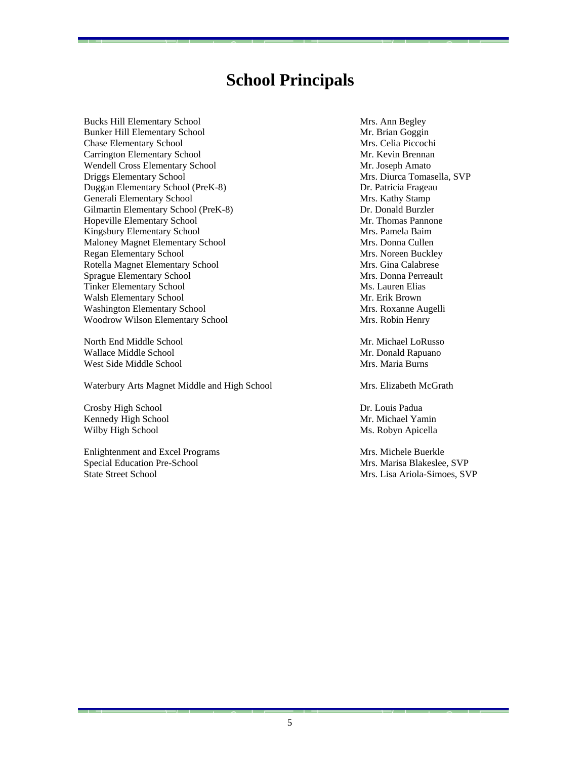# School Principals

| | |
|---|---|
| Bucks Hill Elementary School | Mrs. Ann Begley |
| Bunker Hill Elementary School | Mr. Brian Goggin |
| Chase Elementary School | Mrs. Celia Piccochi |
| Carrington Elementary School | Mr. Kevin Brennan |
| Wendell Cross Elementary School | Mr. Joseph Amato |
| Driggs Elementary School | Mrs. Diurca Tomasella, SVP |
| Duggan Elementary School (PreK-8) | Dr. Patricia Frageau |
| Generali Elementary School | Mrs. Kathy Stamp |
| Gilmartin Elementary School (PreK-8) | Dr. Donald Burzler |
| Hopeville Elementary School | Mr. Thomas Pannone |
| Kingsbury Elementary School | Mrs. Pamela Baim |
| Maloney Magnet Elementary School | Mrs. Donna Cullen |
| Regan Elementary School | Mrs. Noreen Buckley |
| Rotella Magnet Elementary School | Mrs. Gina Calabrese |
| Sprague Elementary School | Mrs. Donna Perreault |
| Tinker Elementary School | Ms. Lauren Elias |
| Walsh Elementary School | Mr. Erik Brown |
| Washington Elementary School | Mrs. Roxanne Augelli |
| Woodrow Wilson Elementary School | Mrs. Robin Henry |
| | |
| North End Middle School | Mr. Michael LoRusso |
| Wallace Middle School | Mr. Donald Rapuano |
| West Side Middle School | Mrs. Maria Burns |
| | |
| Waterbury Arts Magnet Middle and High School | Mrs. Elizabeth McGrath |
| | |
| Crosby High School | Dr. Louis Padua |
| Kennedy High School | Mr. Michael Yamin |
| Wilby High School | Ms. Robyn Apicella |
| | |
| Enlightenment and Excel Programs | Mrs. Michele Buerkle |
| Special Education Pre-School | Mrs. Marisa Blakeslee, SVP |
| State Street School | Mrs. Lisa Ariola-Simoes, SVP |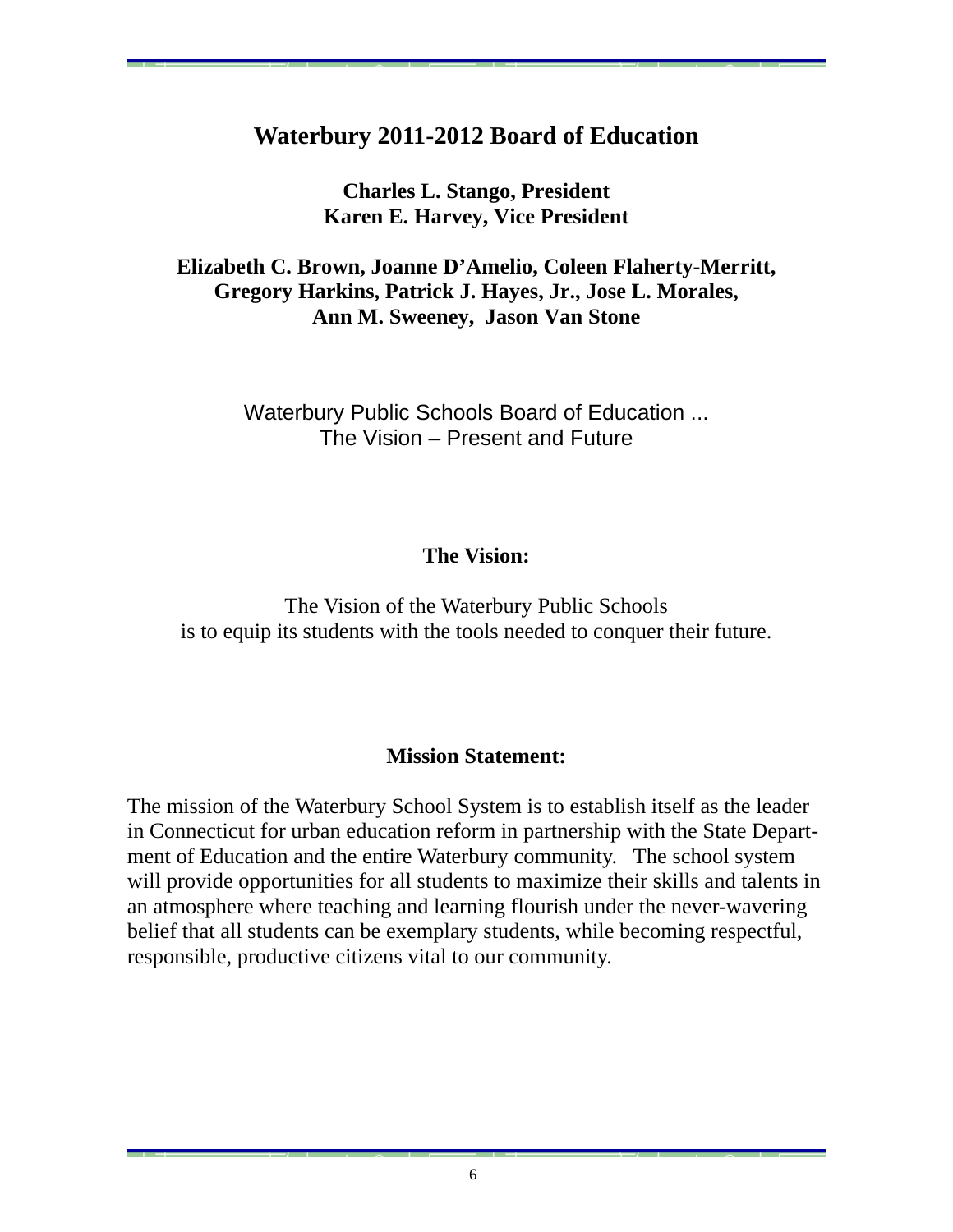# Waterbury 2011-2012 Board of Education

**Charles L. Stango, President**
**Karen E. Harvey, Vice President**

**Elizabeth C. Brown, Joanne D'Amelio, Coleen Flaherty-Merritt, Gregory Harkins, Patrick J. Hayes, Jr., Jose L. Morales, Ann M. Sweeney, Jason Van Stone**

Waterbury Public Schools Board of Education ...
The Vision – Present and Future

## The Vision:

The Vision of the Waterbury Public Schools is to equip its students with the tools needed to conquer their future.

## Mission Statement:

The mission of the Waterbury School System is to establish itself as the leader in Connecticut for urban education reform in partnership with the State Department of Education and the entire Waterbury community. The school system will provide opportunities for all students to maximize their skills and talents in an atmosphere where teaching and learning flourish under the never-wavering belief that all students can be exemplary students, while becoming respectful, responsible, productive citizens vital to our community.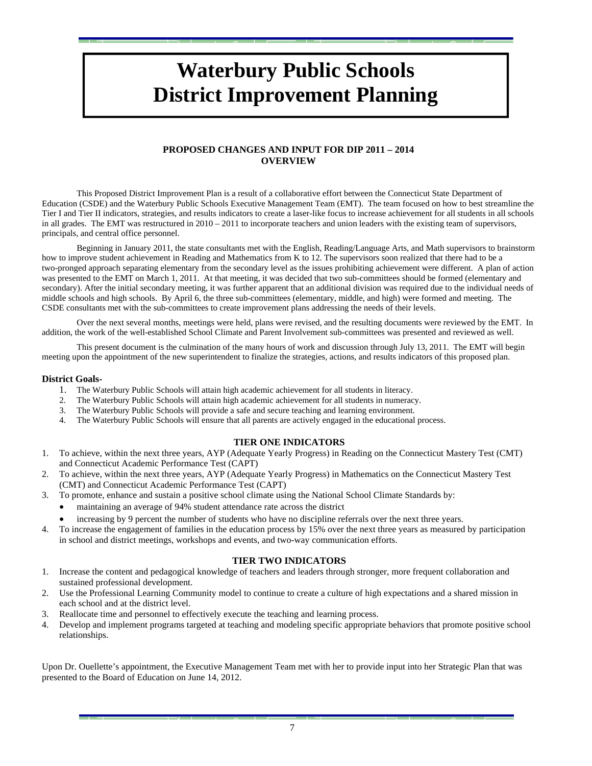# Waterbury Public Schools
# District Improvement Planning

**PROPOSED CHANGES AND INPUT FOR DIP 2011 – 2014**
**OVERVIEW**

This Proposed District Improvement Plan is a result of a collaborative effort between the Connecticut State Department of Education (CSDE) and the Waterbury Public Schools Executive Management Team (EMT). The team focused on how to best streamline the Tier I and Tier II indicators, strategies, and results indicators to create a laser-like focus to increase achievement for all students in all schools in all grades. The EMT was restructured in 2010 – 2011 to incorporate teachers and union leaders with the existing team of supervisors, principals, and central office personnel.

Beginning in January 2011, the state consultants met with the English, Reading/Language Arts, and Math supervisors to brainstorm how to improve student achievement in Reading and Mathematics from K to 12. The supervisors soon realized that there had to be a two-pronged approach separating elementary from the secondary level as the issues prohibiting achievement were different. A plan of action was presented to the EMT on March 1, 2011. At that meeting, it was decided that two sub-committees should be formed (elementary and secondary). After the initial secondary meeting, it was further apparent that an additional division was required due to the individual needs of middle schools and high schools. By April 6, the three sub-committees (elementary, middle, and high) were formed and meeting. The CSDE consultants met with the sub-committees to create improvement plans addressing the needs of their levels.

Over the next several months, meetings were held, plans were revised, and the resulting documents were reviewed by the EMT. In addition, the work of the well-established School Climate and Parent Involvement sub-committees was presented and reviewed as well.

This present document is the culmination of the many hours of work and discussion through July 13, 2011. The EMT will begin meeting upon the appointment of the new superintendent to finalize the strategies, actions, and results indicators of this proposed plan.

**District Goals-**

1. The Waterbury Public Schools will attain high academic achievement for all students in literacy.
2. The Waterbury Public Schools will attain high academic achievement for all students in numeracy.
3. The Waterbury Public Schools will provide a safe and secure teaching and learning environment.
4. The Waterbury Public Schools will ensure that all parents are actively engaged in the educational process.

**TIER ONE INDICATORS**

1. To achieve, within the next three years, AYP (Adequate Yearly Progress) in Reading on the Connecticut Mastery Test (CMT) and Connecticut Academic Performance Test (CAPT)
2. To achieve, within the next three years, AYP (Adequate Yearly Progress) in Mathematics on the Connecticut Mastery Test (CMT) and Connecticut Academic Performance Test (CAPT)
3. To promote, enhance and sustain a positive school climate using the National School Climate Standards by:
   - maintaining an average of 94% student attendance rate across the district
   - increasing by 9 percent the number of students who have no discipline referrals over the next three years.
4. To increase the engagement of families in the education process by 15% over the next three years as measured by participation in school and district meetings, workshops and events, and two-way communication efforts.

**TIER TWO INDICATORS**

1. Increase the content and pedagogical knowledge of teachers and leaders through stronger, more frequent collaboration and sustained professional development.
2. Use the Professional Learning Community model to continue to create a culture of high expectations and a shared mission in each school and at the district level.
3. Reallocate time and personnel to effectively execute the teaching and learning process.
4. Develop and implement programs targeted at teaching and modeling specific appropriate behaviors that promote positive school relationships.

Upon Dr. Ouellette's appointment, the Executive Management Team met with her to provide input into her Strategic Plan that was presented to the Board of Education on June 14, 2012.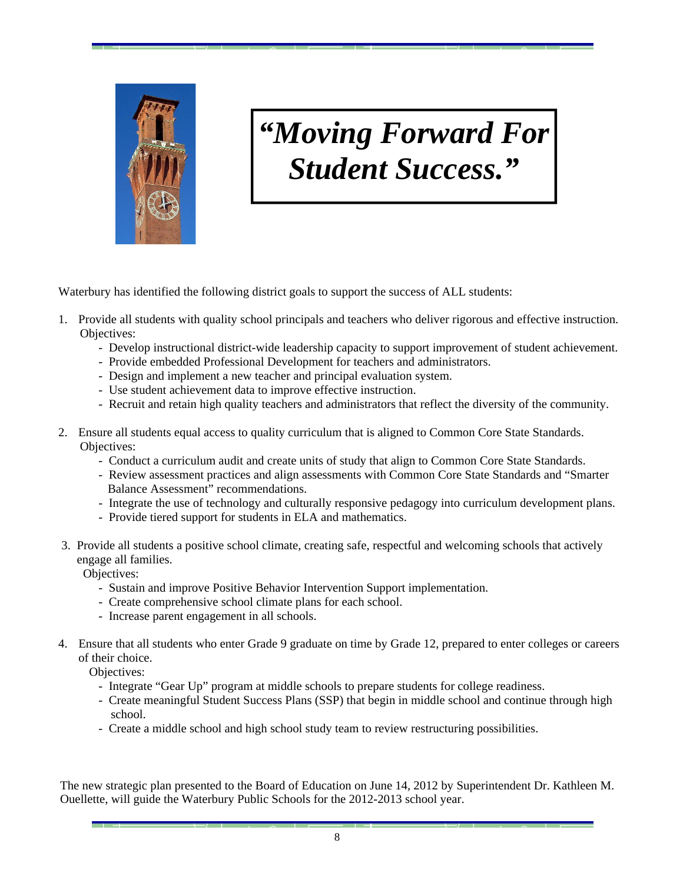# *"Moving Forward For Student Success."*

Waterbury has identified the following district goals to support the success of ALL students:

1. Provide all students with quality school principals and teachers who deliver rigorous and effective instruction.
   Objectives:
   - Develop instructional district-wide leadership capacity to support improvement of student achievement.
   - Provide embedded Professional Development for teachers and administrators.
   - Design and implement a new teacher and principal evaluation system.
   - Use student achievement data to improve effective instruction.
   - Recruit and retain high quality teachers and administrators that reflect the diversity of the community.

2. Ensure all students equal access to quality curriculum that is aligned to Common Core State Standards.
   Objectives:
   - Conduct a curriculum audit and create units of study that align to Common Core State Standards.
   - Review assessment practices and align assessments with Common Core State Standards and "Smarter Balance Assessment" recommendations.
   - Integrate the use of technology and culturally responsive pedagogy into curriculum development plans.
   - Provide tiered support for students in ELA and mathematics.

3. Provide all students a positive school climate, creating safe, respectful and welcoming schools that actively engage all families.
   Objectives:
   - Sustain and improve Positive Behavior Intervention Support implementation.
   - Create comprehensive school climate plans for each school.
   - Increase parent engagement in all schools.

4. Ensure that all students who enter Grade 9 graduate on time by Grade 12, prepared to enter colleges or careers of their choice.
   Objectives:
   - Integrate "Gear Up" program at middle schools to prepare students for college readiness.
   - Create meaningful Student Success Plans (SSP) that begin in middle school and continue through high school.
   - Create a middle school and high school study team to review restructuring possibilities.

The new strategic plan presented to the Board of Education on June 14, 2012 by Superintendent Dr. Kathleen M. Ouellette, will guide the Waterbury Public Schools for the 2012-2013 school year.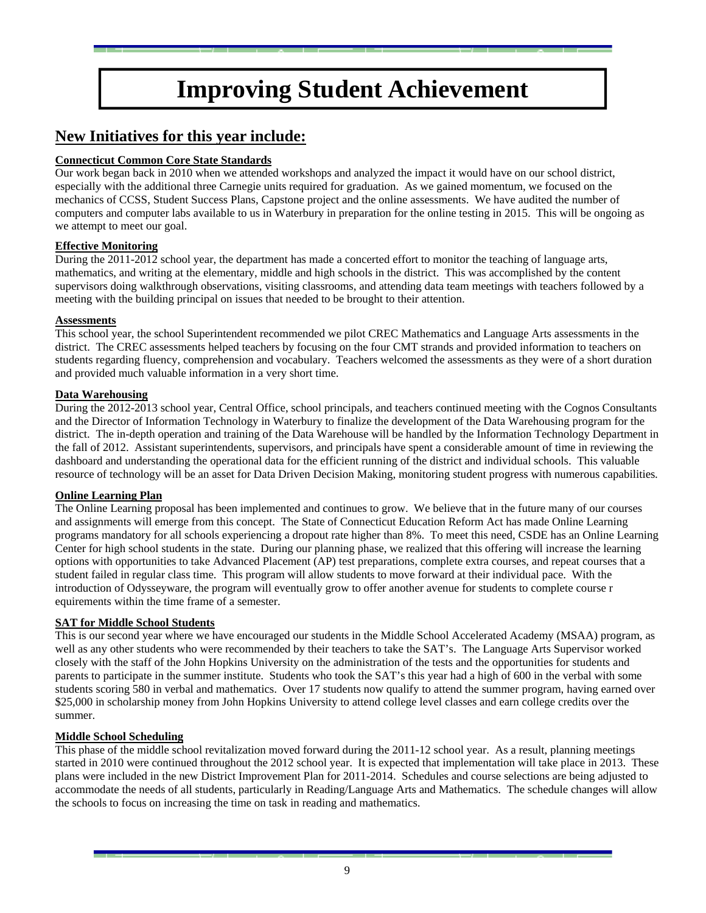# Improving Student Achievement

## New Initiatives for this year include:

**Connecticut Common Core State Standards**

Our work began back in 2010 when we attended workshops and analyzed the impact it would have on our school district, especially with the additional three Carnegie units required for graduation. As we gained momentum, we focused on the mechanics of CCSS, Student Success Plans, Capstone project and the online assessments. We have audited the number of computers and computer labs available to us in Waterbury in preparation for the online testing in 2015. This will be ongoing as we attempt to meet our goal.

**Effective Monitoring**

During the 2011-2012 school year, the department has made a concerted effort to monitor the teaching of language arts, mathematics, and writing at the elementary, middle and high schools in the district. This was accomplished by the content supervisors doing walkthrough observations, visiting classrooms, and attending data team meetings with teachers followed by a meeting with the building principal on issues that needed to be brought to their attention.

**Assessments**

This school year, the school Superintendent recommended we pilot CREC Mathematics and Language Arts assessments in the district. The CREC assessments helped teachers by focusing on the four CMT strands and provided information to teachers on students regarding fluency, comprehension and vocabulary. Teachers welcomed the assessments as they were of a short duration and provided much valuable information in a very short time.

**Data Warehousing**

During the 2012-2013 school year, Central Office, school principals, and teachers continued meeting with the Cognos Consultants and the Director of Information Technology in Waterbury to finalize the development of the Data Warehousing program for the district. The in-depth operation and training of the Data Warehouse will be handled by the Information Technology Department in the fall of 2012. Assistant superintendents, supervisors, and principals have spent a considerable amount of time in reviewing the dashboard and understanding the operational data for the efficient running of the district and individual schools. This valuable resource of technology will be an asset for Data Driven Decision Making, monitoring student progress with numerous capabilities.

**Online Learning Plan**

The Online Learning proposal has been implemented and continues to grow. We believe that in the future many of our courses and assignments will emerge from this concept. The State of Connecticut Education Reform Act has made Online Learning programs mandatory for all schools experiencing a dropout rate higher than 8%. To meet this need, CSDE has an Online Learning Center for high school students in the state. During our planning phase, we realized that this offering will increase the learning options with opportunities to take Advanced Placement (AP) test preparations, complete extra courses, and repeat courses that a student failed in regular class time. This program will allow students to move forward at their individual pace. With the introduction of Odysseyware, the program will eventually grow to offer another avenue for students to complete course r equirements within the time frame of a semester.

**SAT for Middle School Students**

This is our second year where we have encouraged our students in the Middle School Accelerated Academy (MSAA) program, as well as any other students who were recommended by their teachers to take the SAT's. The Language Arts Supervisor worked closely with the staff of the John Hopkins University on the administration of the tests and the opportunities for students and parents to participate in the summer institute. Students who took the SAT's this year had a high of 600 in the verbal with some students scoring 580 in verbal and mathematics. Over 17 students now qualify to attend the summer program, having earned over $25,000 in scholarship money from John Hopkins University to attend college level classes and earn college credits over the summer.

**Middle School Scheduling**

This phase of the middle school revitalization moved forward during the 2011-12 school year. As a result, planning meetings started in 2010 were continued throughout the 2012 school year. It is expected that implementation will take place in 2013. These plans were included in the new District Improvement Plan for 2011-2014. Schedules and course selections are being adjusted to accommodate the needs of all students, particularly in Reading/Language Arts and Mathematics. The schedule changes will allow the schools to focus on increasing the time on task in reading and mathematics.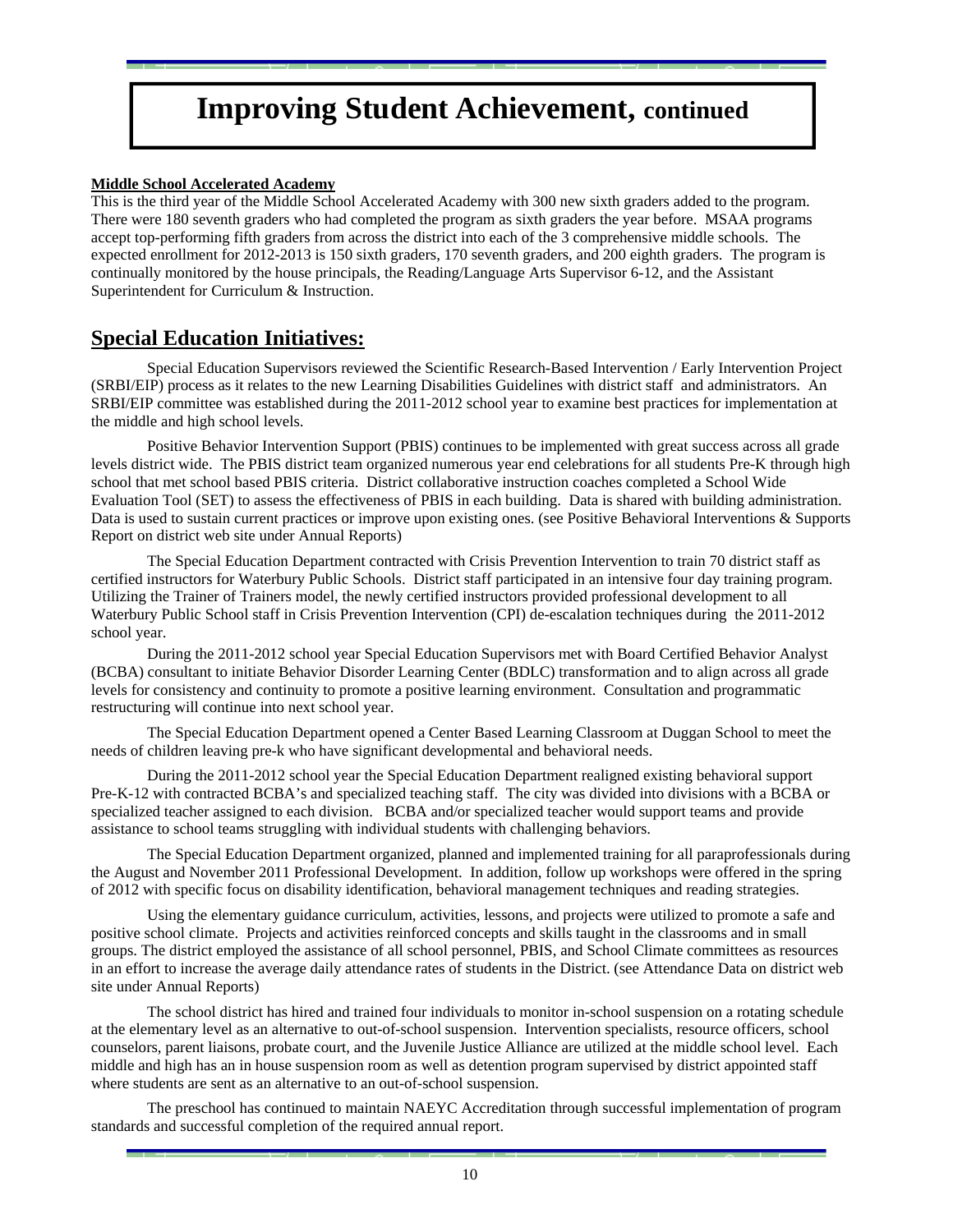# Improving Student Achievement, continued

**Middle School Accelerated Academy**

This is the third year of the Middle School Accelerated Academy with 300 new sixth graders added to the program. There were 180 seventh graders who had completed the program as sixth graders the year before. MSAA programs accept top-performing fifth graders from across the district into each of the 3 comprehensive middle schools. The expected enrollment for 2012-2013 is 150 sixth graders, 170 seventh graders, and 200 eighth graders. The program is continually monitored by the house principals, the Reading/Language Arts Supervisor 6-12, and the Assistant Superintendent for Curriculum & Instruction.

## Special Education Initiatives:

Special Education Supervisors reviewed the Scientific Research-Based Intervention / Early Intervention Project (SRBI/EIP) process as it relates to the new Learning Disabilities Guidelines with district staff and administrators. An SRBI/EIP committee was established during the 2011-2012 school year to examine best practices for implementation at the middle and high school levels.

Positive Behavior Intervention Support (PBIS) continues to be implemented with great success across all grade levels district wide. The PBIS district team organized numerous year end celebrations for all students Pre-K through high school that met school based PBIS criteria. District collaborative instruction coaches completed a School Wide Evaluation Tool (SET) to assess the effectiveness of PBIS in each building. Data is shared with building administration. Data is used to sustain current practices or improve upon existing ones. (see Positive Behavioral Interventions & Supports Report on district web site under Annual Reports)

The Special Education Department contracted with Crisis Prevention Intervention to train 70 district staff as certified instructors for Waterbury Public Schools. District staff participated in an intensive four day training program. Utilizing the Trainer of Trainers model, the newly certified instructors provided professional development to all Waterbury Public School staff in Crisis Prevention Intervention (CPI) de-escalation techniques during the 2011-2012 school year.

During the 2011-2012 school year Special Education Supervisors met with Board Certified Behavior Analyst (BCBA) consultant to initiate Behavior Disorder Learning Center (BDLC) transformation and to align across all grade levels for consistency and continuity to promote a positive learning environment. Consultation and programmatic restructuring will continue into next school year.

The Special Education Department opened a Center Based Learning Classroom at Duggan School to meet the needs of children leaving pre-k who have significant developmental and behavioral needs.

During the 2011-2012 school year the Special Education Department realigned existing behavioral support Pre-K-12 with contracted BCBA's and specialized teaching staff. The city was divided into divisions with a BCBA or specialized teacher assigned to each division. BCBA and/or specialized teacher would support teams and provide assistance to school teams struggling with individual students with challenging behaviors.

The Special Education Department organized, planned and implemented training for all paraprofessionals during the August and November 2011 Professional Development. In addition, follow up workshops were offered in the spring of 2012 with specific focus on disability identification, behavioral management techniques and reading strategies.

Using the elementary guidance curriculum, activities, lessons, and projects were utilized to promote a safe and positive school climate. Projects and activities reinforced concepts and skills taught in the classrooms and in small groups. The district employed the assistance of all school personnel, PBIS, and School Climate committees as resources in an effort to increase the average daily attendance rates of students in the District. (see Attendance Data on district web site under Annual Reports)

The school district has hired and trained four individuals to monitor in-school suspension on a rotating schedule at the elementary level as an alternative to out-of-school suspension. Intervention specialists, resource officers, school counselors, parent liaisons, probate court, and the Juvenile Justice Alliance are utilized at the middle school level. Each middle and high has an in house suspension room as well as detention program supervised by district appointed staff where students are sent as an alternative to an out-of-school suspension.

The preschool has continued to maintain NAEYC Accreditation through successful implementation of program standards and successful completion of the required annual report.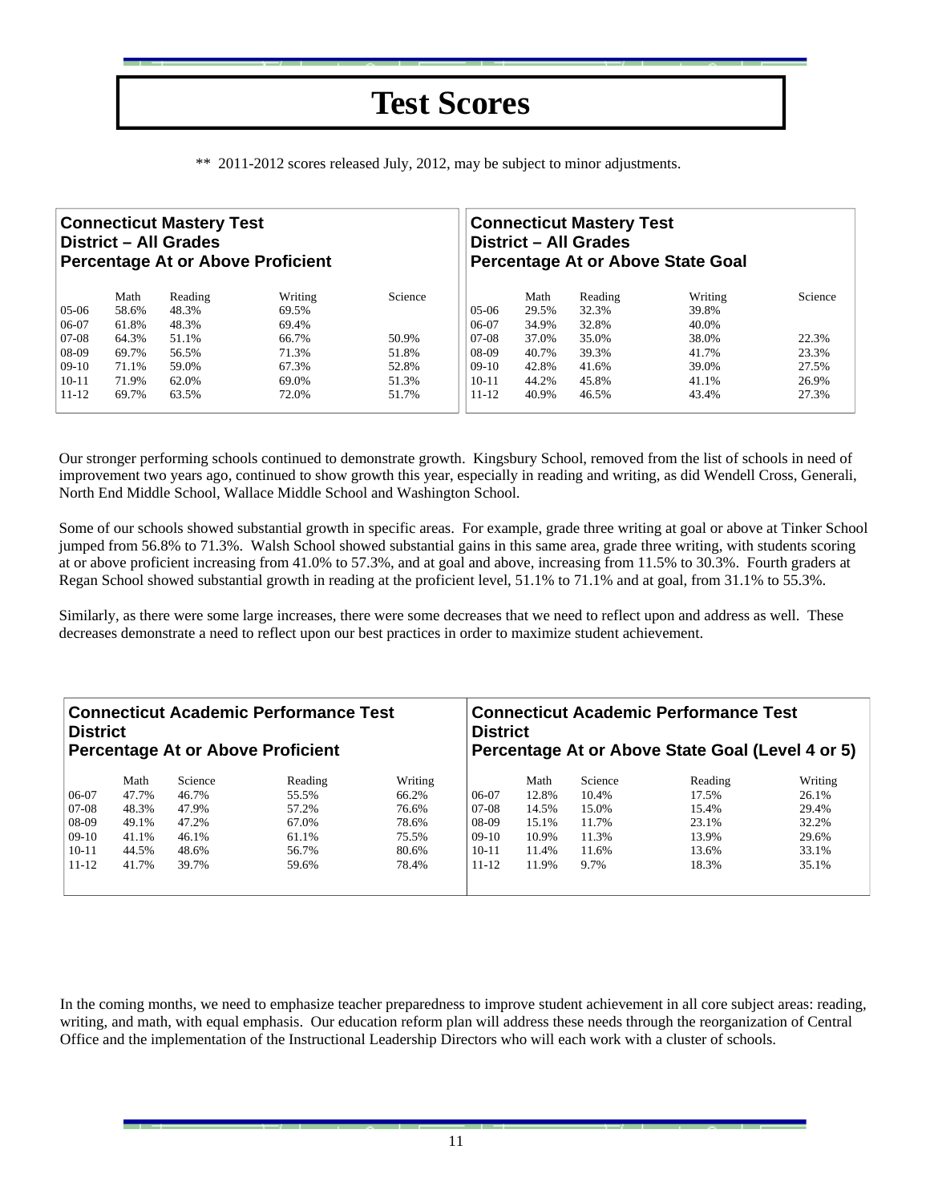# Test Scores

** 2011-2012 scores released July, 2012, may be subject to minor adjustments.

**Connecticut Mastery Test**
**District – All Grades**
**Percentage At or Above Proficient**

| | Math | Reading | Writing | Science |
|---|---|---|---|---|
| 05-06 | 58.6% | 48.3% | 69.5% | |
| 06-07 | 61.8% | 48.3% | 69.4% | |
| 07-08 | 64.3% | 51.1% | 66.7% | 50.9% |
| 08-09 | 69.7% | 56.5% | 71.3% | 51.8% |
| 09-10 | 71.1% | 59.0% | 67.3% | 52.8% |
| 10-11 | 71.9% | 62.0% | 69.0% | 51.3% |
| 11-12 | 69.7% | 63.5% | 72.0% | 51.7% |

**Connecticut Mastery Test**
**District – All Grades**
**Percentage At or Above State Goal**

| | Math | Reading | Writing | Science |
|---|---|---|---|---|
| 05-06 | 29.5% | 32.3% | 39.8% | |
| 06-07 | 34.9% | 32.8% | 40.0% | |
| 07-08 | 37.0% | 35.0% | 38.0% | 22.3% |
| 08-09 | 40.7% | 39.3% | 41.7% | 23.3% |
| 09-10 | 42.8% | 41.6% | 39.0% | 27.5% |
| 10-11 | 44.2% | 45.8% | 41.1% | 26.9% |
| 11-12 | 40.9% | 46.5% | 43.4% | 27.3% |

Our stronger performing schools continued to demonstrate growth. Kingsbury School, removed from the list of schools in need of improvement two years ago, continued to show growth this year, especially in reading and writing, as did Wendell Cross, Generali, North End Middle School, Wallace Middle School and Washington School.

Some of our schools showed substantial growth in specific areas. For example, grade three writing at goal or above at Tinker School jumped from 56.8% to 71.3%. Walsh School showed substantial gains in this same area, grade three writing, with students scoring at or above proficient increasing from 41.0% to 57.3%, and at goal and above, increasing from 11.5% to 30.3%. Fourth graders at Regan School showed substantial growth in reading at the proficient level, 51.1% to 71.1% and at goal, from 31.1% to 55.3%.

Similarly, as there were some large increases, there were some decreases that we need to reflect upon and address as well. These decreases demonstrate a need to reflect upon our best practices in order to maximize student achievement.

**Connecticut Academic Performance Test**
**District**
**Percentage At or Above Proficient**

| | Math | Science | Reading | Writing |
|---|---|---|---|---|
| 06-07 | 47.7% | 46.7% | 55.5% | 66.2% |
| 07-08 | 48.3% | 47.9% | 57.2% | 76.6% |
| 08-09 | 49.1% | 47.2% | 67.0% | 78.6% |
| 09-10 | 41.1% | 46.1% | 61.1% | 75.5% |
| 10-11 | 44.5% | 48.6% | 56.7% | 80.6% |
| 11-12 | 41.7% | 39.7% | 59.6% | 78.4% |

**Connecticut Academic Performance Test**
**District**
**Percentage At or Above State Goal (Level 4 or 5)**

| | Math | Science | Reading | Writing |
|---|---|---|---|---|
| 06-07 | 12.8% | 10.4% | 17.5% | 26.1% |
| 07-08 | 14.5% | 15.0% | 15.4% | 29.4% |
| 08-09 | 15.1% | 11.7% | 23.1% | 32.2% |
| 09-10 | 10.9% | 11.3% | 13.9% | 29.6% |
| 10-11 | 11.4% | 11.6% | 13.6% | 33.1% |
| 11-12 | 11.9% | 9.7% | 18.3% | 35.1% |

In the coming months, we need to emphasize teacher preparedness to improve student achievement in all core subject areas: reading, writing, and math, with equal emphasis. Our education reform plan will address these needs through the reorganization of Central Office and the implementation of the Instructional Leadership Directors who will each work with a cluster of schools.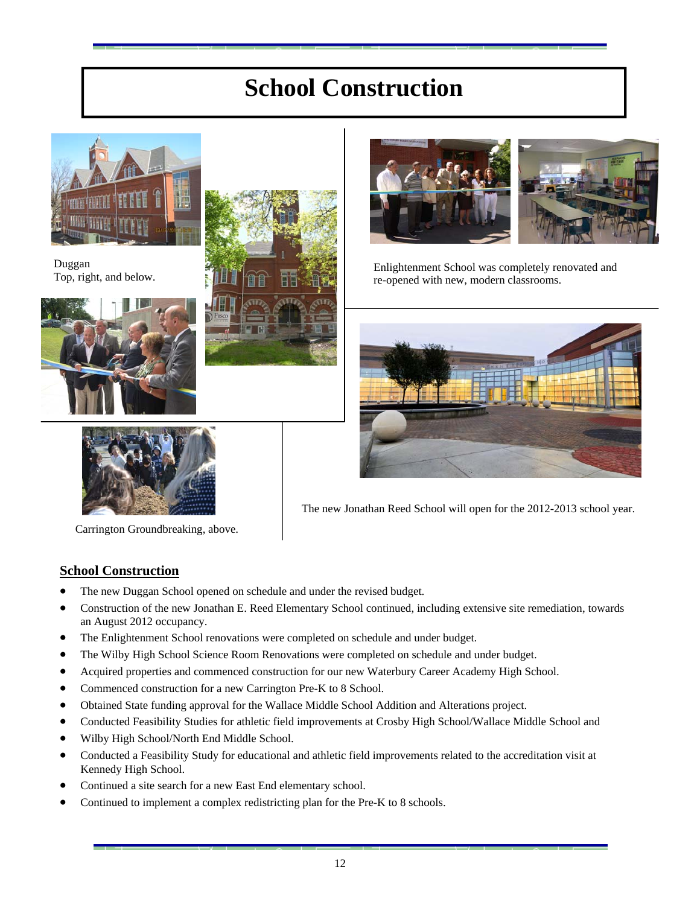# School Construction

Duggan
Top, right, and below.

Enlightenment School was completely renovated and re-opened with new, modern classrooms.

Carrington Groundbreaking, above.

The new Jonathan Reed School will open for the 2012-2013 school year.

## School Construction

- The new Duggan School opened on schedule and under the revised budget.
- Construction of the new Jonathan E. Reed Elementary School continued, including extensive site remediation, towards an August 2012 occupancy.
- The Enlightenment School renovations were completed on schedule and under budget.
- The Wilby High School Science Room Renovations were completed on schedule and under budget.
- Acquired properties and commenced construction for our new Waterbury Career Academy High School.
- Commenced construction for a new Carrington Pre-K to 8 School.
- Obtained State funding approval for the Wallace Middle School Addition and Alterations project.
- Conducted Feasibility Studies for athletic field improvements at Crosby High School/Wallace Middle School and
- Wilby High School/North End Middle School.
- Conducted a Feasibility Study for educational and athletic field improvements related to the accreditation visit at Kennedy High School.
- Continued a site search for a new East End elementary school.
- Continued to implement a complex redistricting plan for the Pre-K to 8 schools.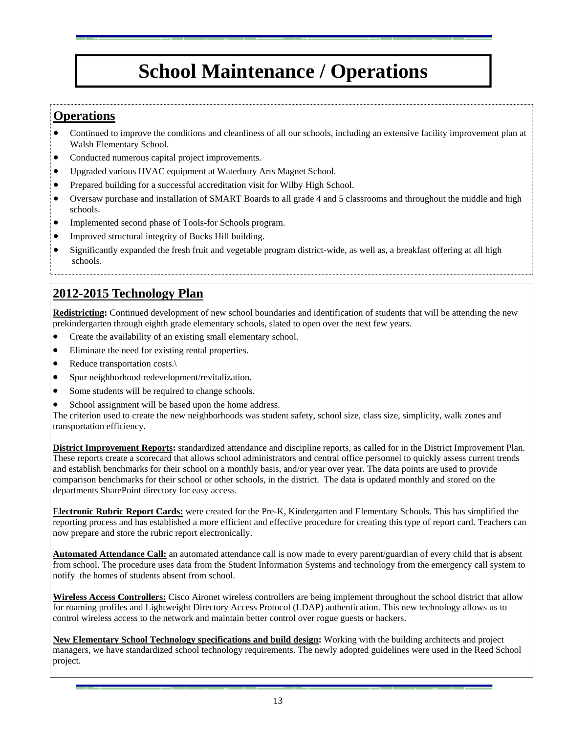# School Maintenance / Operations

## Operations

- Continued to improve the conditions and cleanliness of all our schools, including an extensive facility improvement plan at Walsh Elementary School.
- Conducted numerous capital project improvements.
- Upgraded various HVAC equipment at Waterbury Arts Magnet School.
- Prepared building for a successful accreditation visit for Wilby High School.
- Oversaw purchase and installation of SMART Boards to all grade 4 and 5 classrooms and throughout the middle and high schools.
- Implemented second phase of Tools-for Schools program.
- Improved structural integrity of Bucks Hill building.
- Significantly expanded the fresh fruit and vegetable program district-wide, as well as, a breakfast offering at all high schools.

## 2012-2015 Technology Plan

**Redistricting:** Continued development of new school boundaries and identification of students that will be attending the new prekindergarten through eighth grade elementary schools, slated to open over the next few years.

- Create the availability of an existing small elementary school.
- Eliminate the need for existing rental properties.
- Reduce transportation costs.\
- Spur neighborhood redevelopment/revitalization.
- Some students will be required to change schools.
- School assignment will be based upon the home address.

The criterion used to create the new neighborhoods was student safety, school size, class size, simplicity, walk zones and transportation efficiency.

**District Improvement Reports:** standardized attendance and discipline reports, as called for in the District Improvement Plan. These reports create a scorecard that allows school administrators and central office personnel to quickly assess current trends and establish benchmarks for their school on a monthly basis, and/or year over year. The data points are used to provide comparison benchmarks for their school or other schools, in the district. The data is updated monthly and stored on the departments SharePoint directory for easy access.

**Electronic Rubric Report Cards:** were created for the Pre-K, Kindergarten and Elementary Schools. This has simplified the reporting process and has established a more efficient and effective procedure for creating this type of report card. Teachers can now prepare and store the rubric report electronically.

**Automated Attendance Call:** an automated attendance call is now made to every parent/guardian of every child that is absent from school. The procedure uses data from the Student Information Systems and technology from the emergency call system to notify the homes of students absent from school.

**Wireless Access Controllers:** Cisco Aironet wireless controllers are being implement throughout the school district that allow for roaming profiles and Lightweight Directory Access Protocol (LDAP) authentication. This new technology allows us to control wireless access to the network and maintain better control over rogue guests or hackers.

**New Elementary School Technology specifications and build design:** Working with the building architects and project managers, we have standardized school technology requirements. The newly adopted guidelines were used in the Reed School project.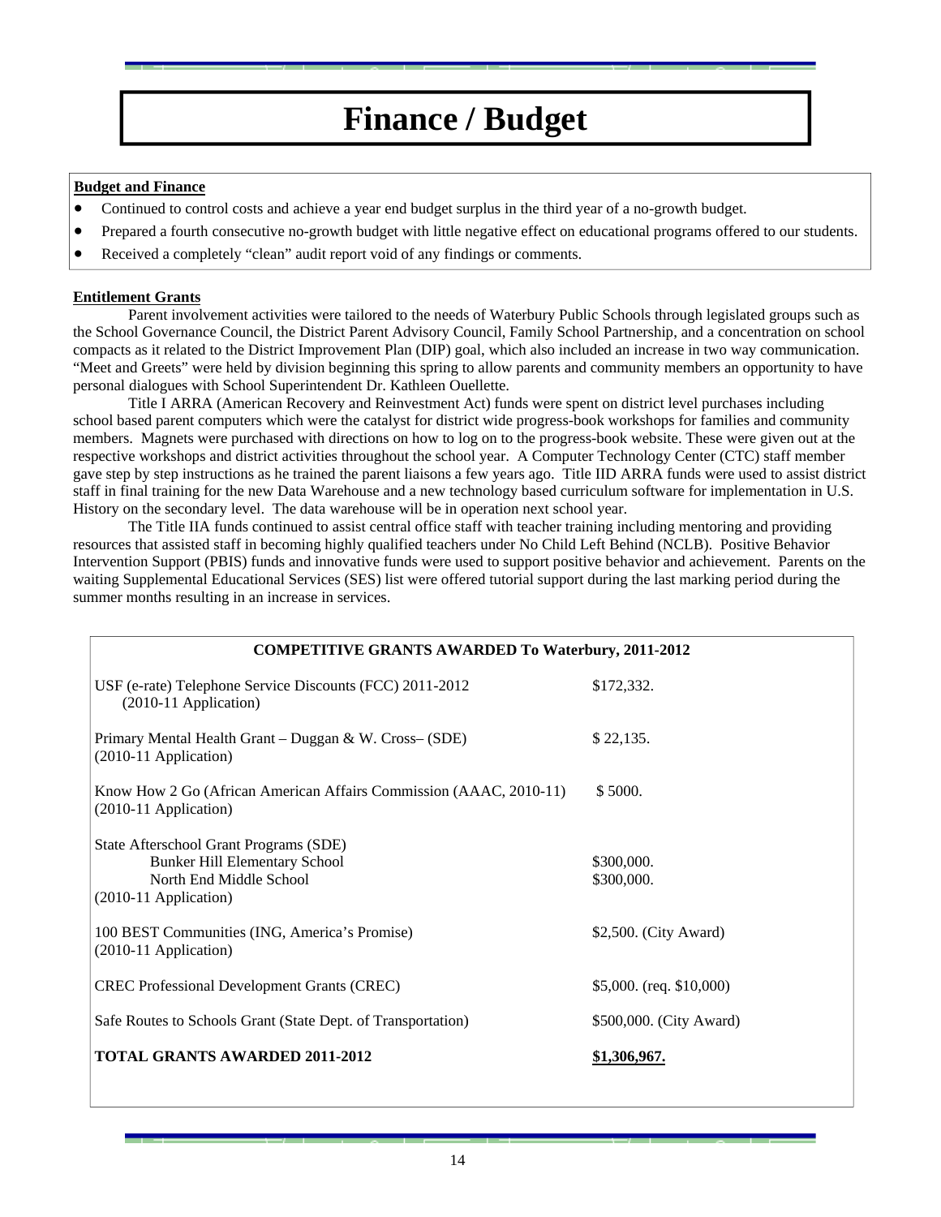# Finance / Budget

**Budget and Finance**

- Continued to control costs and achieve a year end budget surplus in the third year of a no-growth budget.
- Prepared a fourth consecutive no-growth budget with little negative effect on educational programs offered to our students.
- Received a completely "clean" audit report void of any findings or comments.

**Entitlement Grants**

Parent involvement activities were tailored to the needs of Waterbury Public Schools through legislated groups such as the School Governance Council, the District Parent Advisory Council, Family School Partnership, and a concentration on school compacts as it related to the District Improvement Plan (DIP) goal, which also included an increase in two way communication. "Meet and Greets" were held by division beginning this spring to allow parents and community members an opportunity to have personal dialogues with School Superintendent Dr. Kathleen Ouellette.

Title I ARRA (American Recovery and Reinvestment Act) funds were spent on district level purchases including school based parent computers which were the catalyst for district wide progress-book workshops for families and community members. Magnets were purchased with directions on how to log on to the progress-book website. These were given out at the respective workshops and district activities throughout the school year. A Computer Technology Center (CTC) staff member gave step by step instructions as he trained the parent liaisons a few years ago. Title IID ARRA funds were used to assist district staff in final training for the new Data Warehouse and a new technology based curriculum software for implementation in U.S. History on the secondary level. The data warehouse will be in operation next school year.

The Title IIA funds continued to assist central office staff with teacher training including mentoring and providing resources that assisted staff in becoming highly qualified teachers under No Child Left Behind (NCLB). Positive Behavior Intervention Support (PBIS) funds and innovative funds were used to support positive behavior and achievement. Parents on the waiting Supplemental Educational Services (SES) list were offered tutorial support during the last marking period during the summer months resulting in an increase in services.

| COMPETITIVE GRANTS AWARDED To Waterbury, 2011-2012 | |
|---|---|
| USF (e-rate) Telephone Service Discounts (FCC) 2011-2012 (2010-11 Application) | $172,332. |
| Primary Mental Health Grant – Duggan & W. Cross– (SDE) (2010-11 Application) | $ 22,135. |
| Know How 2 Go (African American Affairs Commission (AAAC, 2010-11) (2010-11 Application) | $ 5000. |
| State Afterschool Grant Programs (SDE) | |
| Bunker Hill Elementary School | $300,000. |
| North End Middle School (2010-11 Application) | $300,000. |
| 100 BEST Communities (ING, America's Promise) (2010-11 Application) | $2,500. (City Award) |
| CREC Professional Development Grants (CREC) | $5,000. (req. $10,000) |
| Safe Routes to Schools Grant (State Dept. of Transportation) | $500,000. (City Award) |
| **TOTAL GRANTS AWARDED 2011-2012** | **$1,306,967.** |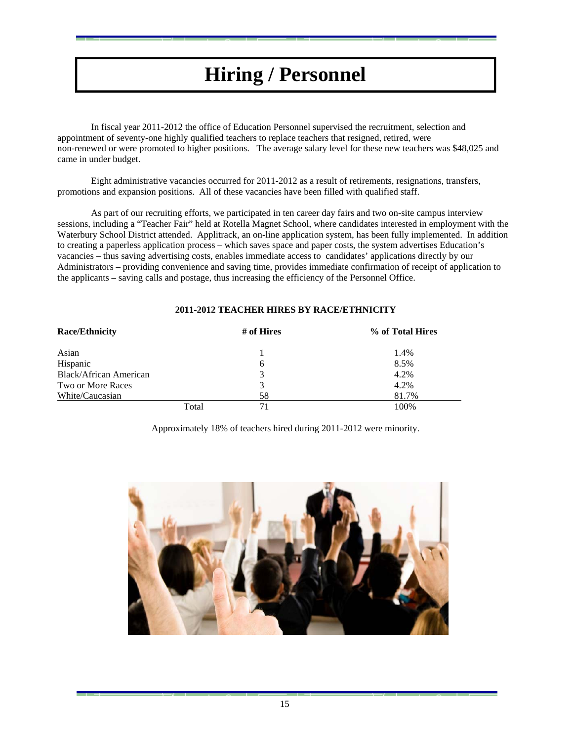# Hiring / Personnel

In fiscal year 2011-2012 the office of Education Personnel supervised the recruitment, selection and appointment of seventy-one highly qualified teachers to replace teachers that resigned, retired, were non-renewed or were promoted to higher positions. The average salary level for these new teachers was $48,025 and came in under budget.

Eight administrative vacancies occurred for 2011-2012 as a result of retirements, resignations, transfers, promotions and expansion positions. All of these vacancies have been filled with qualified staff.

As part of our recruiting efforts, we participated in ten career day fairs and two on-site campus interview sessions, including a "Teacher Fair" held at Rotella Magnet School, where candidates interested in employment with the Waterbury School District attended. Applitrack, an on-line application system, has been fully implemented. In addition to creating a paperless application process – which saves space and paper costs, the system advertises Education's vacancies – thus saving advertising costs, enables immediate access to candidates' applications directly by our Administrators – providing convenience and saving time, provides immediate confirmation of receipt of application to the applicants – saving calls and postage, thus increasing the efficiency of the Personnel Office.

**2011-2012 TEACHER HIRES BY RACE/ETHNICITY**

| Race/Ethnicity | # of Hires | % of Total Hires |
|---|---|---|
| Asian | 1 | 1.4% |
| Hispanic | 6 | 8.5% |
| Black/African American | 3 | 4.2% |
| Two or More Races | 3 | 4.2% |
| White/Caucasian | 58 | 81.7% |
| Total | 71 | 100% |

Approximately 18% of teachers hired during 2011-2012 were minority.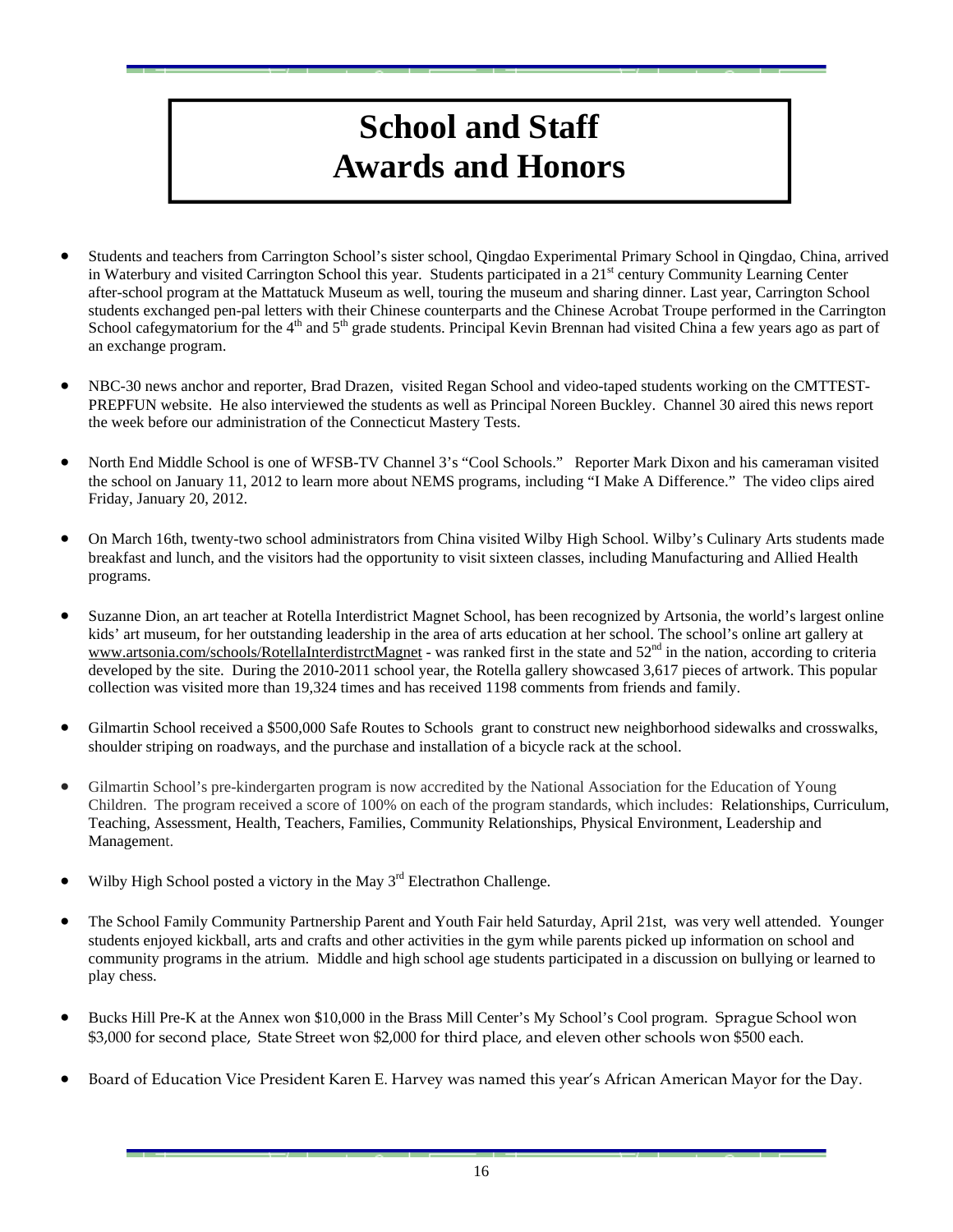# School and Staff Awards and Honors

- Students and teachers from Carrington School's sister school, Qingdao Experimental Primary School in Qingdao, China, arrived in Waterbury and visited Carrington School this year. Students participated in a 21st century Community Learning Center after-school program at the Mattatuck Museum as well, touring the museum and sharing dinner. Last year, Carrington School students exchanged pen-pal letters with their Chinese counterparts and the Chinese Acrobat Troupe performed in the Carrington School cafegymatorium for the 4th and 5th grade students. Principal Kevin Brennan had visited China a few years ago as part of an exchange program.

- NBC-30 news anchor and reporter, Brad Drazen, visited Regan School and video-taped students working on the CMTTEST-PREPFUN website. He also interviewed the students as well as Principal Noreen Buckley. Channel 30 aired this news report the week before our administration of the Connecticut Mastery Tests.

- North End Middle School is one of WFSB-TV Channel 3's "Cool Schools." Reporter Mark Dixon and his cameraman visited the school on January 11, 2012 to learn more about NEMS programs, including "I Make A Difference." The video clips aired Friday, January 20, 2012.

- On March 16th, twenty-two school administrators from China visited Wilby High School. Wilby's Culinary Arts students made breakfast and lunch, and the visitors had the opportunity to visit sixteen classes, including Manufacturing and Allied Health programs.

- Suzanne Dion, an art teacher at Rotella Interdistrict Magnet School, has been recognized by Artsonia, the world's largest online kids' art museum, for her outstanding leadership in the area of arts education at her school. The school's online art gallery at www.artsonia.com/schools/RotellaInterdistrctMagnet - was ranked first in the state and 52nd in the nation, according to criteria developed by the site. During the 2010-2011 school year, the Rotella gallery showcased 3,617 pieces of artwork. This popular collection was visited more than 19,324 times and has received 1198 comments from friends and family.

- Gilmartin School received a $500,000 Safe Routes to Schools grant to construct new neighborhood sidewalks and crosswalks, shoulder striping on roadways, and the purchase and installation of a bicycle rack at the school.

- Gilmartin School's pre-kindergarten program is now accredited by the National Association for the Education of Young Children. The program received a score of 100% on each of the program standards, which includes: Relationships, Curriculum, Teaching, Assessment, Health, Teachers, Families, Community Relationships, Physical Environment, Leadership and Management.

- Wilby High School posted a victory in the May 3rd Electrathon Challenge.

- The School Family Community Partnership Parent and Youth Fair held Saturday, April 21st, was very well attended. Younger students enjoyed kickball, arts and crafts and other activities in the gym while parents picked up information on school and community programs in the atrium. Middle and high school age students participated in a discussion on bullying or learned to play chess.

- Bucks Hill Pre-K at the Annex won $10,000 in the Brass Mill Center's My School's Cool program. Sprague School won $3,000 for second place, State Street won $2,000 for third place, and eleven other schools won $500 each.

- Board of Education Vice President Karen E. Harvey was named this year's African American Mayor for the Day.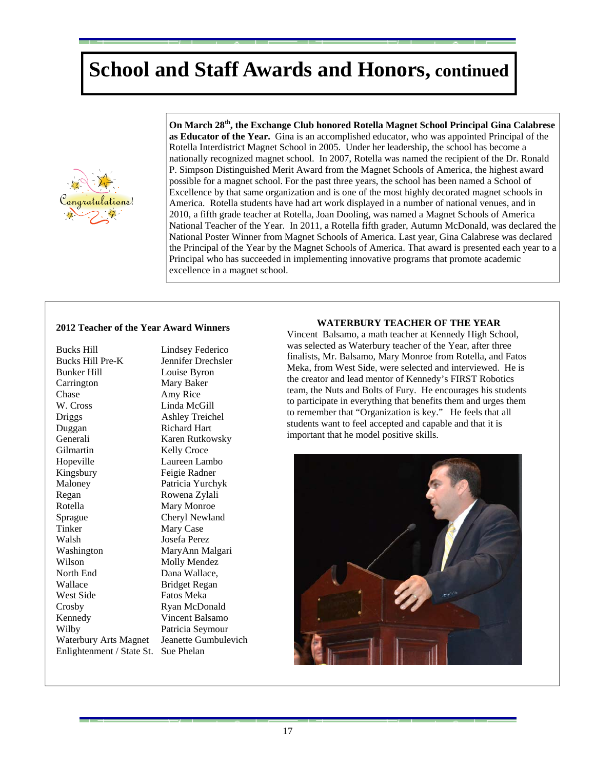# School and Staff Awards and Honors, continued

**On March 28th, the Exchange Club honored Rotella Magnet School Principal Gina Calabrese as Educator of the Year.** Gina is an accomplished educator, who was appointed Principal of the Rotella Interdistrict Magnet School in 2005. Under her leadership, the school has become a nationally recognized magnet school. In 2007, Rotella was named the recipient of the Dr. Ronald P. Simpson Distinguished Merit Award from the Magnet Schools of America, the highest award possible for a magnet school. For the past three years, the school has been named a School of Excellence by that same organization and is one of the most highly decorated magnet schools in America. Rotella students have had art work displayed in a number of national venues, and in 2010, a fifth grade teacher at Rotella, Joan Dooling, was named a Magnet Schools of America National Teacher of the Year. In 2011, a Rotella fifth grader, Autumn McDonald, was declared the National Poster Winner from Magnet Schools of America. Last year, Gina Calabrese was declared the Principal of the Year by the Magnet Schools of America. That award is presented each year to a Principal who has succeeded in implementing innovative programs that promote academic excellence in a magnet school.

**2012 Teacher of the Year Award Winners**

| | |
|---|---|
| Bucks Hill | Lindsey Federico |
| Bucks Hill Pre-K | Jennifer Drechsler |
| Bunker Hill | Louise Byron |
| Carrington | Mary Baker |
| Chase | Amy Rice |
| W. Cross | Linda McGill |
| Driggs | Ashley Treichel |
| Duggan | Richard Hart |
| Generali | Karen Rutkowsky |
| Gilmartin | Kelly Croce |
| Hopeville | Laureen Lambo |
| Kingsbury | Feigie Radner |
| Maloney | Patricia Yurchyk |
| Regan | Rowena Zylali |
| Rotella | Mary Monroe |
| Sprague | Cheryl Newland |
| Tinker | Mary Case |
| Walsh | Josefa Perez |
| Washington | MaryAnn Malgari |
| Wilson | Molly Mendez |
| North End | Dana Wallace, |
| Wallace | Bridget Regan |
| West Side | Fatos Meka |
| Crosby | Ryan McDonald |
| Kennedy | Vincent Balsamo |
| Wilby | Patricia Seymour |
| Waterbury Arts Magnet | Jeanette Gumbulevich |
| Enlightenment / State St. | Sue Phelan |

**WATERBURY TEACHER OF THE YEAR**

Vincent Balsamo, a math teacher at Kennedy High School, was selected as Waterbury teacher of the Year, after three finalists, Mr. Balsamo, Mary Monroe from Rotella, and Fatos Meka, from West Side, were selected and interviewed. He is the creator and lead mentor of Kennedy's FIRST Robotics team, the Nuts and Bolts of Fury. He encourages his students to participate in everything that benefits them and urges them to remember that "Organization is key." He feels that all students want to feel accepted and capable and that it is important that he model positive skills.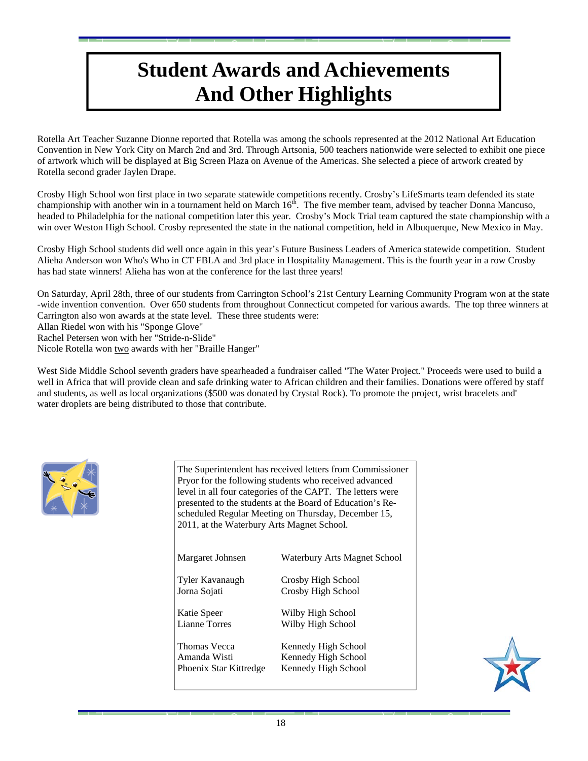# Student Awards and Achievements And Other Highlights

Rotella Art Teacher Suzanne Dionne reported that Rotella was among the schools represented at the 2012 National Art Education Convention in New York City on March 2nd and 3rd. Through Artsonia, 500 teachers nationwide were selected to exhibit one piece of artwork which will be displayed at Big Screen Plaza on Avenue of the Americas. She selected a piece of artwork created by Rotella second grader Jaylen Drape.

Crosby High School won first place in two separate statewide competitions recently. Crosby's LifeSmarts team defended its state championship with another win in a tournament held on March 16th. The five member team, advised by teacher Donna Mancuso, headed to Philadelphia for the national competition later this year. Crosby's Mock Trial team captured the state championship with a win over Weston High School. Crosby represented the state in the national competition, held in Albuquerque, New Mexico in May.

Crosby High School students did well once again in this year's Future Business Leaders of America statewide competition. Student Alieha Anderson won Who's Who in CT FBLA and 3rd place in Hospitality Management. This is the fourth year in a row Crosby has had state winners! Alieha has won at the conference for the last three years!

On Saturday, April 28th, three of our students from Carrington School's 21st Century Learning Community Program won at the state-wide invention convention. Over 650 students from throughout Connecticut competed for various awards. The top three winners at Carrington also won awards at the state level. These three students were:
Allan Riedel won with his "Sponge Glove"
Rachel Petersen won with her "Stride-n-Slide"
Nicole Rotella won <u>two</u> awards with her "Braille Hanger"

West Side Middle School seventh graders have spearheaded a fundraiser called "The Water Project." Proceeds were used to build a well in Africa that will provide clean and safe drinking water to African children and their families. Donations were offered by staff and students, as well as local organizations ($500 was donated by Crystal Rock). To promote the project, wrist bracelets and' water droplets are being distributed to those that contribute.

The Superintendent has received letters from Commissioner Pryor for the following students who received advanced level in all four categories of the CAPT. The letters were presented to the students at the Board of Education's Re-scheduled Regular Meeting on Thursday, December 15, 2011, at the Waterbury Arts Magnet School.

| | |
|---|---|
| Margaret Johnsen | Waterbury Arts Magnet School |
| Tyler Kavanaugh | Crosby High School |
| Jorna Sojati | Crosby High School |
| Katie Speer | Wilby High School |
| Lianne Torres | Wilby High School |
| Thomas Vecca | Kennedy High School |
| Amanda Wisti | Kennedy High School |
| Phoenix Star Kittredge | Kennedy High School |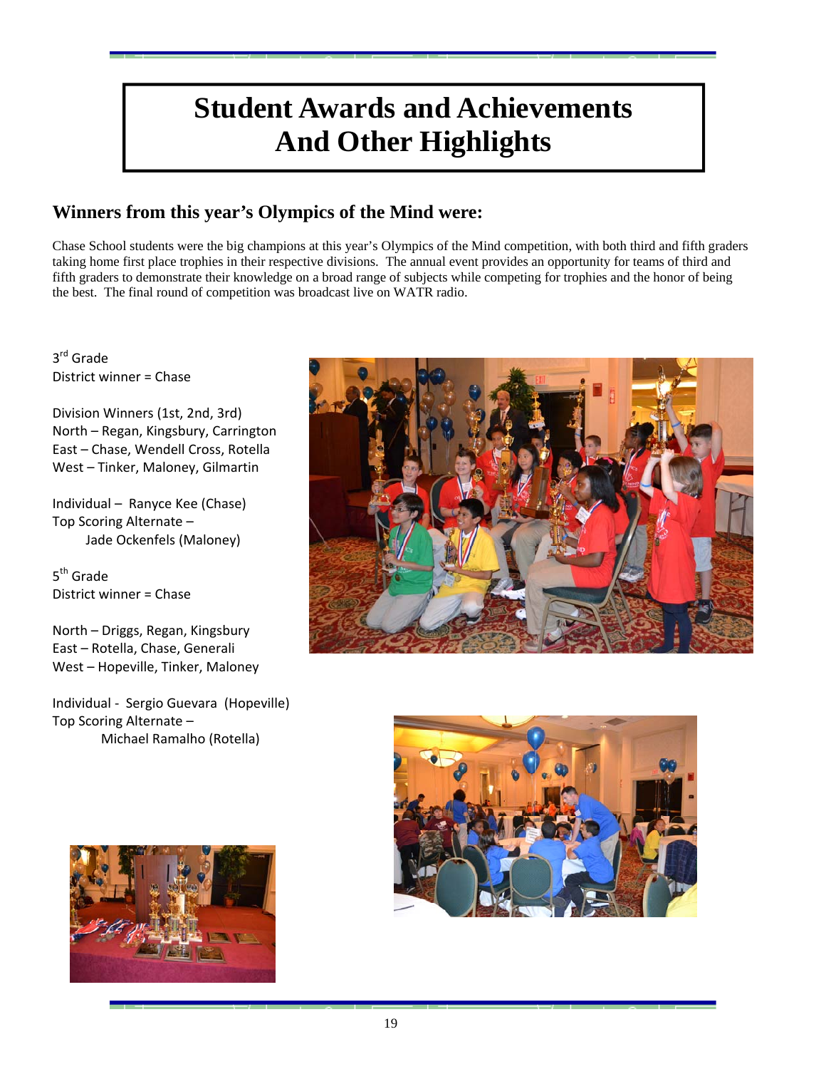# Student Awards and Achievements And Other Highlights

## Winners from this year's Olympics of the Mind were:

Chase School students were the big champions at this year's Olympics of the Mind competition, with both third and fifth graders taking home first place trophies in their respective divisions. The annual event provides an opportunity for teams of third and fifth graders to demonstrate their knowledge on a broad range of subjects while competing for trophies and the honor of being the best. The final round of competition was broadcast live on WATR radio.

3rd Grade
District winner = Chase

Division Winners (1st, 2nd, 3rd)
North – Regan, Kingsbury, Carrington
East – Chase, Wendell Cross, Rotella
West – Tinker, Maloney, Gilmartin

Individual – Ranyce Kee (Chase)
Top Scoring Alternate –
Jade Ockenfels (Maloney)

5th Grade
District winner = Chase

North – Driggs, Regan, Kingsbury
East – Rotella, Chase, Generali
West – Hopeville, Tinker, Maloney

Individual - Sergio Guevara (Hopeville)
Top Scoring Alternate –
Michael Ramalho (Rotella)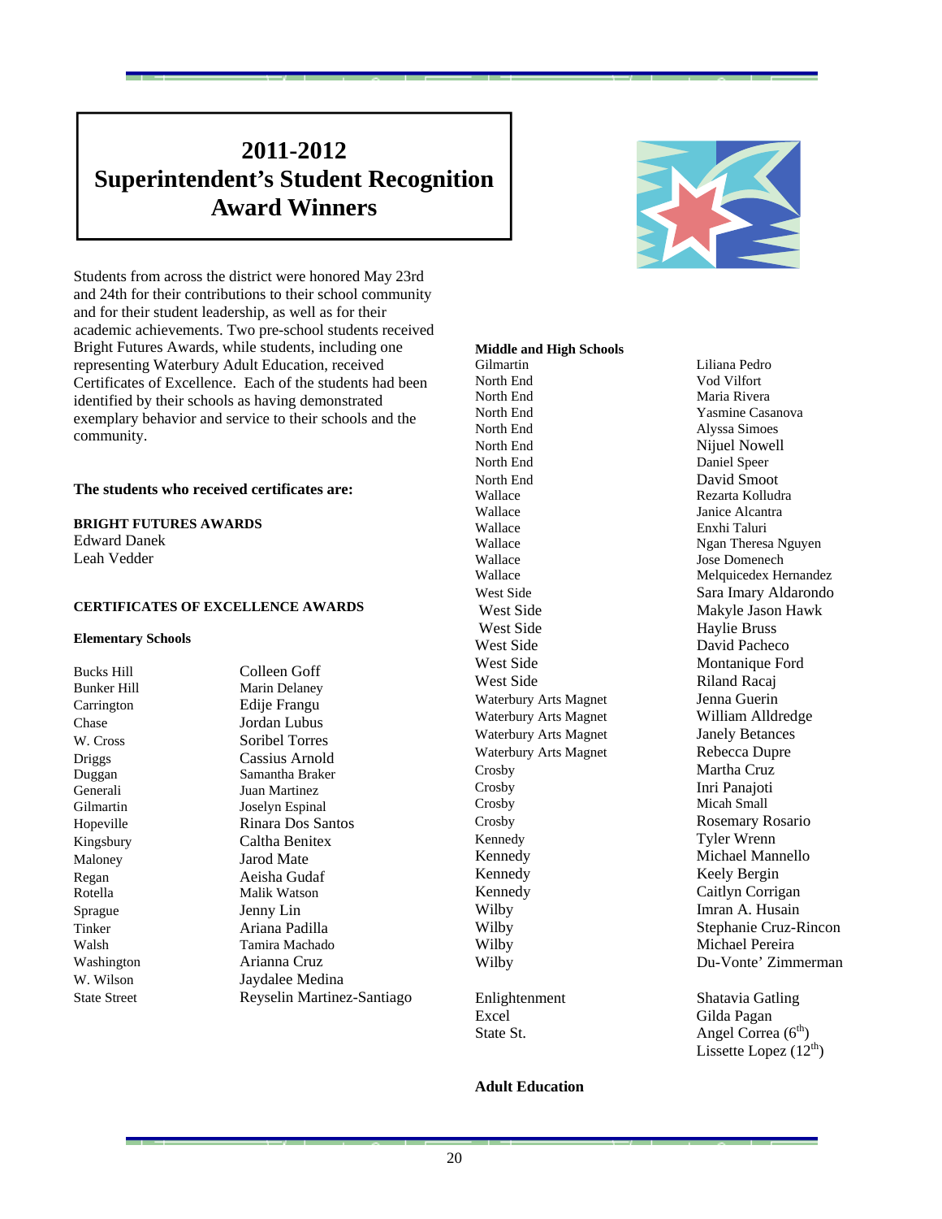# 2011-2012 Superintendent's Student Recognition Award Winners

Students from across the district were honored May 23rd and 24th for their contributions to their school community and for their student leadership, as well as for their academic achievements. Two pre-school students received Bright Futures Awards, while students, including one representing Waterbury Adult Education, received Certificates of Excellence. Each of the students had been identified by their schools as having demonstrated exemplary behavior and service to their schools and the community.

**The students who received certificates are:**

**BRIGHT FUTURES AWARDS**

Edward Danek
Leah Vedder

**CERTIFICATES OF EXCELLENCE AWARDS**

**Elementary Schools**

| | |
|---|---|
| Bucks Hill | Colleen Goff |
| Bunker Hill | Marin Delaney |
| Carrington | Edije Frangu |
| Chase | Jordan Lubus |
| W. Cross | Soribel Torres |
| Driggs | Cassius Arnold |
| Duggan | Samantha Braker |
| Generali | Juan Martinez |
| Gilmartin | Joselyn Espinal |
| Hopeville | Rinara Dos Santos |
| Kingsbury | Caltha Benitex |
| Maloney | Jarod Mate |
| Regan | Aeisha Gudaf |
| Rotella | Malik Watson |
| Sprague | Jenny Lin |
| Tinker | Ariana Padilla |
| Walsh | Tamira Machado |
| Washington | Arianna Cruz |
| W. Wilson | Jaydalee Medina |
| State Street | Reyselin Martinez-Santiago |

**Middle and High Schools**

| | |
|---|---|
| Gilmartin | Liliana Pedro |
| North End | Vod Vilfort |
| North End | Maria Rivera |
| North End | Yasmine Casanova |
| North End | Alyssa Simoes |
| North End | Nijuel Nowell |
| North End | Daniel Speer |
| North End | David Smoot |
| Wallace | Rezarta Kolludra |
| Wallace | Janice Alcantra |
| Wallace | Enxhi Taluri |
| Wallace | Ngan Theresa Nguyen |
| Wallace | Jose Domenech |
| Wallace | Melquicedex Hernandez |
| West Side | Sara Imary Aldarondo |
| West Side | Makyle Jason Hawk |
| West Side | Haylie Bruss |
| West Side | David Pacheco |
| West Side | Montanique Ford |
| West Side | Riland Racaj |
| Waterbury Arts Magnet | Jenna Guerin |
| Waterbury Arts Magnet | William Alldredge |
| Waterbury Arts Magnet | Janely Betances |
| Waterbury Arts Magnet | Rebecca Dupre |
| Crosby | Martha Cruz |
| Crosby | Inri Panajoti |
| Crosby | Micah Small |
| Crosby | Rosemary Rosario |
| Kennedy | Tyler Wrenn |
| Kennedy | Michael Mannello |
| Kennedy | Keely Bergin |
| Kennedy | Caitlyn Corrigan |
| Wilby | Imran A. Husain |
| Wilby | Stephanie Cruz-Rincon |
| Wilby | Michael Pereira |
| Wilby | Du-Vonte' Zimmerman |
| Enlightenment | Shatavia Gatling |
| Excel | Gilda Pagan |
| State St. | Angel Correa (6th) |
| | Lissette Lopez (12th) |

**Adult Education**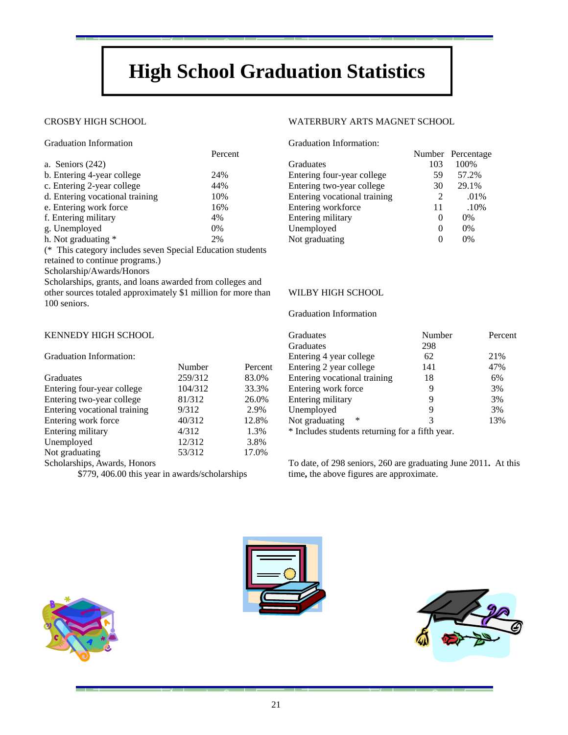# High School Graduation Statistics

## CROSBY HIGH SCHOOL

Graduation Information

| | Percent |
|---|---|
| a. Seniors (242) | |
| b. Entering 4-year college | 24% |
| c. Entering 2-year college | 44% |
| d. Entering vocational training | 10% |
| e. Entering work force | 16% |
| f. Entering military | 4% |
| g. Unemployed | 0% |
| h. Not graduating * | 2% |

(* This category includes seven Special Education students retained to continue programs.)

Scholarship/Awards/Honors

Scholarships, grants, and loans awarded from colleges and other sources totaled approximately $1 million for more than 100 seniors.

## KENNEDY HIGH SCHOOL

Graduation Information:

| | Number | Percent |
|---|---|---|
| Graduates | 259/312 | 83.0% |
| Entering four-year college | 104/312 | 33.3% |
| Entering two-year college | 81/312 | 26.0% |
| Entering vocational training | 9/312 | 2.9% |
| Entering work force | 40/312 | 12.8% |
| Entering military | 4/312 | 1.3% |
| Unemployed | 12/312 | 3.8% |
| Not graduating | 53/312 | 17.0% |

Scholarships, Awards, Honors

$779, 406.00 this year in awards/scholarships

## WATERBURY ARTS MAGNET SCHOOL

Graduation Information:

| | Number | Percentage |
|---|---|---|
| Graduates | 103 | 100% |
| Entering four-year college | 59 | 57.2% |
| Entering two-year college | 30 | 29.1% |
| Entering vocational training | 2 | .01% |
| Entering workforce | 11 | .10% |
| Entering military | 0 | 0% |
| Unemployed | 0 | 0% |
| Not graduating | 0 | 0% |

## WILBY HIGH SCHOOL

Graduation Information

| Graduates | Number | Percent |
|---|---|---|
| Graduates | 298 | |
| Entering 4 year college | 62 | 21% |
| Entering 2 year college | 141 | 47% |
| Entering vocational training | 18 | 6% |
| Entering work force | 9 | 3% |
| Entering military | 9 | 3% |
| Unemployed | 9 | 3% |
| Not graduating * | 3 | 13% |

* Includes students returning for a fifth year.

To date, of 298 seniors, 260 are graduating June 2011**.** At this time**,** the above figures are approximate.